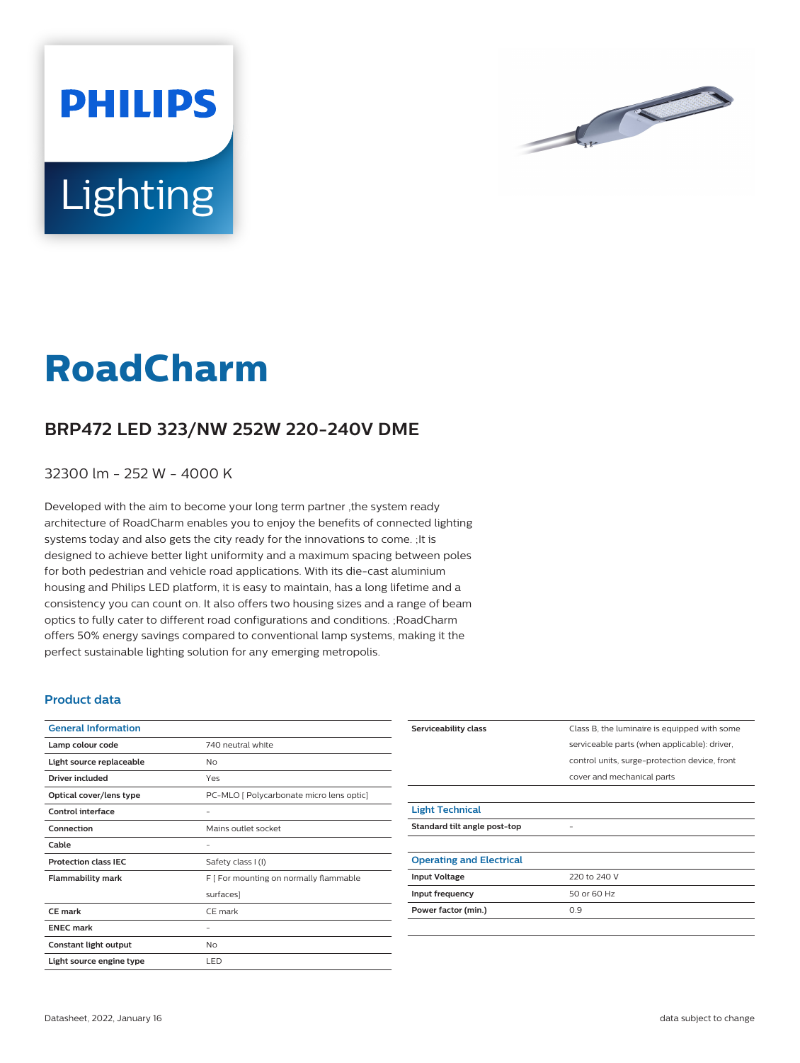PHILIPS

Lighting

# RoadCharm

## BRP472 LED 323/NW 252W 220-240V DME

32300 lm - 252 W - 4000 K

Developed with the aim to become your long term partner ,the system ready architecture of RoadCharm enables you to enjoy the benefits of connected lighting systems today and also gets the city ready for the innovations to come. ;It is designed to achieve better light uniformity and a maximum spacing between poles for both pedestrian and vehicle road applications. With its die-cast aluminium housing and Philips LED platform, it is easy to maintain, has a long lifetime and a consistency you can count on. It also offers two housing sizes and a range of beam optics to fully cater to different road configurations and conditions. ;RoadCharm offers 50% energy savings compared to conventional lamp systems, making it the perfect sustainable lighting solution for any emerging metropolis.

### Product data

| General Information | |
|---|---|
| **Lamp colour code** | 740 neutral white |
| **Light source replaceable** | No |
| **Driver included** | Yes |
| **Optical cover/lens type** | PC-MLO [ Polycarbonate micro lens optic] |
| **Control interface** | - |
| **Connection** | Mains outlet socket |
| **Cable** | - |
| **Protection class IEC** | Safety class I (I) |
| **Flammability mark** | F [ For mounting on normally flammable surfaces] |
| **CE mark** | CE mark |
| **ENEC mark** | - |
| **Constant light output** | No |
| **Light source engine type** | LED |
| **Serviceability class** | Class B, the luminaire is equipped with some serviceable parts (when applicable): driver, control units, surge-protection device, front cover and mechanical parts |

| Light Technical | |
|---|---|
| **Standard tilt angle post-top** | - |

| Operating and Electrical | |
|---|---|
| **Input Voltage** | 220 to 240 V |
| **Input frequency** | 50 or 60 Hz |
| **Power factor (min.)** | 0.9 |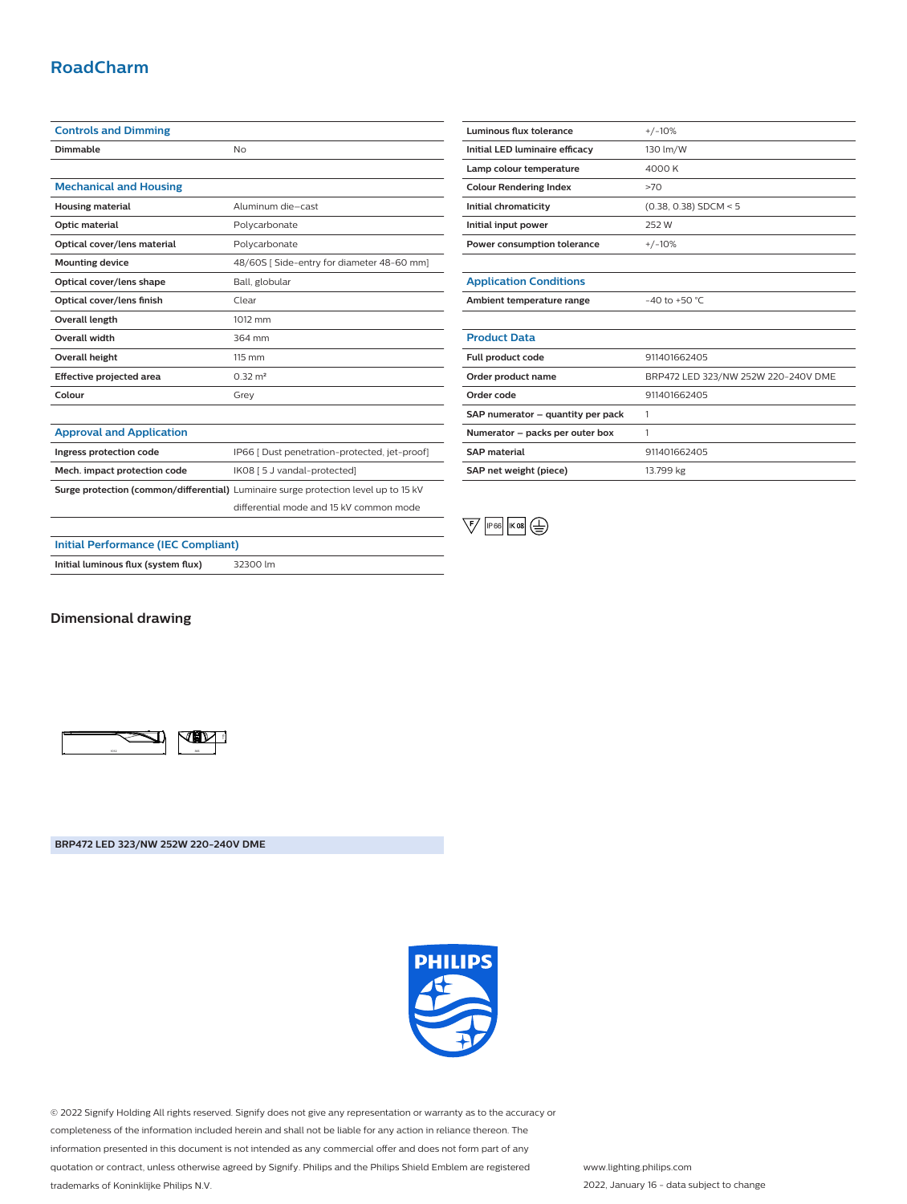# RoadCharm

## Controls and Dimming

| | |
|---|---|
| Dimmable | No |

## Mechanical and Housing

| | |
|---|---|
| Housing material | Aluminum die-cast |
| Optic material | Polycarbonate |
| Optical cover/lens material | Polycarbonate |
| Mounting device | 48/60S [ Side-entry for diameter 48-60 mm] |
| Optical cover/lens shape | Ball, globular |
| Optical cover/lens finish | Clear |
| Overall length | 1012 mm |
| Overall width | 364 mm |
| Overall height | 115 mm |
| Effective projected area | 0.32 m² |
| Colour | Grey |

## Approval and Application

| | |
|---|---|
| Ingress protection code | IP66 [ Dust penetration-protected, jet-proof] |
| Mech. impact protection code | IK08 [ 5 J vandal-protected] |
| Surge protection (common/differential) | Luminaire surge protection level up to 15 kV differential mode and 15 kV common mode |

## Initial Performance (IEC Compliant)

| | |
|---|---|
| Initial luminous flux (system flux) | 32300 lm |
| Luminous flux tolerance | +/-10% |
| Initial LED luminaire efficacy | 130 lm/W |
| Lamp colour temperature | 4000 K |
| Colour Rendering Index | >70 |
| Initial chromaticity | (0.38, 0.38) SDCM < 5 |
| Initial input power | 252 W |
| Power consumption tolerance | +/-10% |

## Application Conditions

| | |
|---|---|
| Ambient temperature range | -40 to +50 °C |

## Product Data

| | |
|---|---|
| Full product code | 911401662405 |
| Order product name | BRP472 LED 323/NW 252W 220-240V DME |
| Order code | 911401662405 |
| SAP numerator – quantity per pack | 1 |
| Numerator – packs per outer box | 1 |
| SAP material | 911401662405 |
| SAP net weight (piece) | 13.799 kg |

F IP66 IK08

## Dimensional drawing

1012

364

BRP472 LED 323/NW 252W 220-240V DME

© 2022 Signify Holding All rights reserved. Signify does not give any representation or warranty as to the accuracy or completeness of the information included herein and shall not be liable for any action in reliance thereon. The information presented in this document is not intended as any commercial offer and does not form part of any quotation or contract, unless otherwise agreed by Signify. Philips and the Philips Shield Emblem are registered trademarks of Koninklijke Philips N.V.

www.lighting.philips.com

2022, January 16 - data subject to change